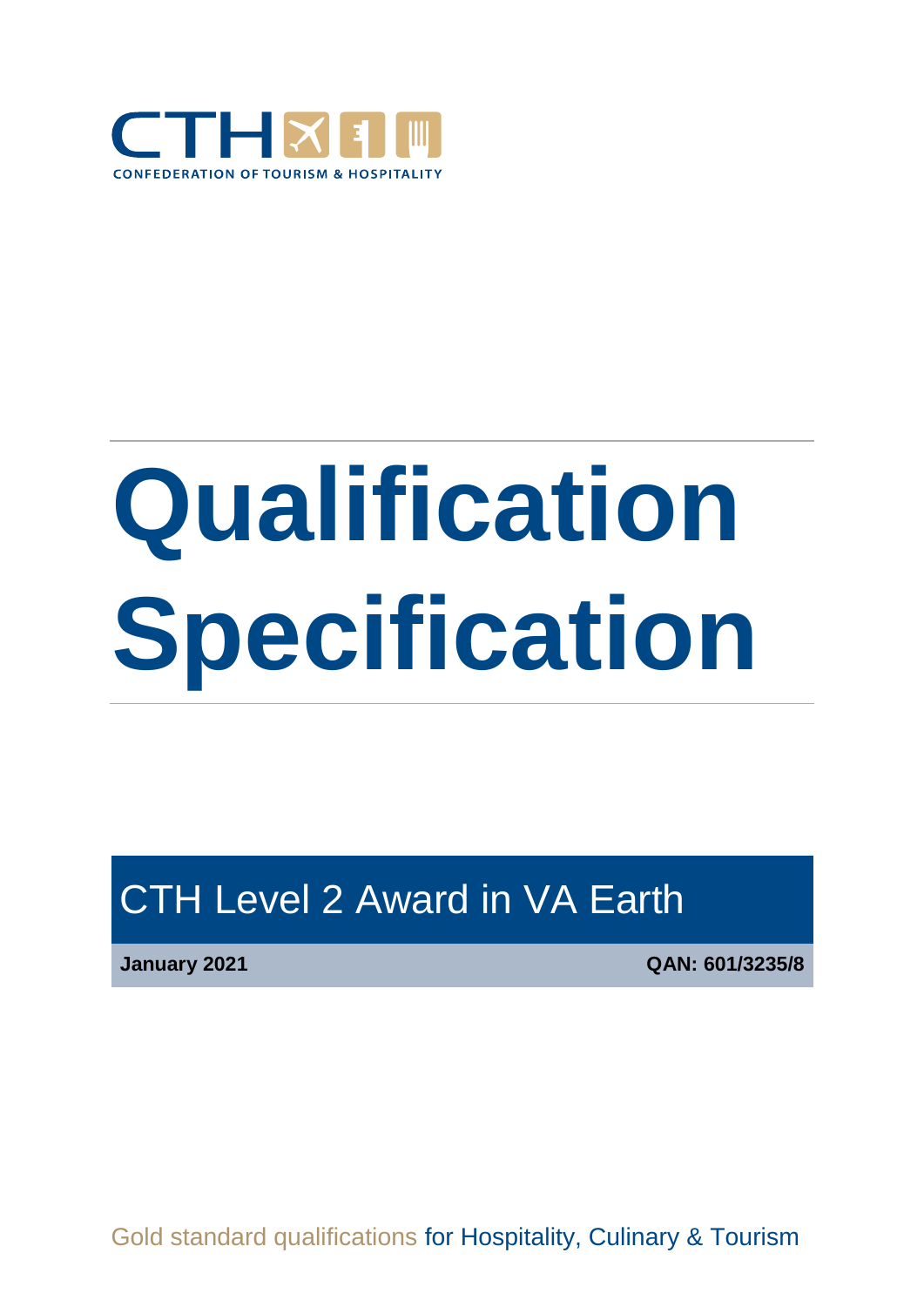CTH

CONFEDERATION OF TOURISM & HOSPITALITY

# Qualification Specification

## CTH Level 2 Award in VA Earth

**January 2021** **QAN: 601/3235/8**

Gold standard qualifications for Hospitality, Culinary & Tourism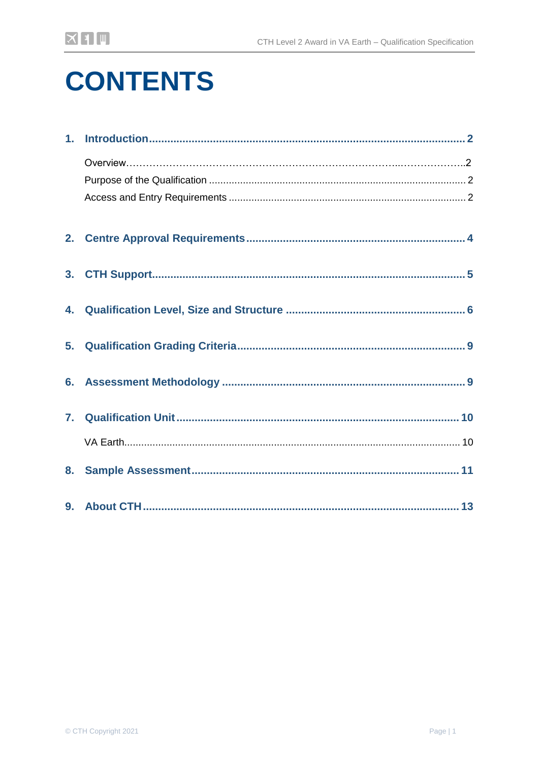# CONTENTS

1. **Introduction** .................................................... 2
   - Overview ........................................................ 2
   - Purpose of the Qualification .............................. 2
   - Access and Entry Requirements ........................... 2
2. **Centre Approval Requirements** ............................ 4
3. **CTH Support** ....................................................... 5
4. **Qualification Level, Size and Structure** .................. 6
5. **Qualification Grading Criteria** ................................ 9
6. **Assessment Methodology** ....................................... 9
7. **Qualification Unit** ................................................ 10
   - VA Earth .......................................................... 10
8. **Sample Assessment** ............................................. 11
9. **About CTH** ........................................................... 13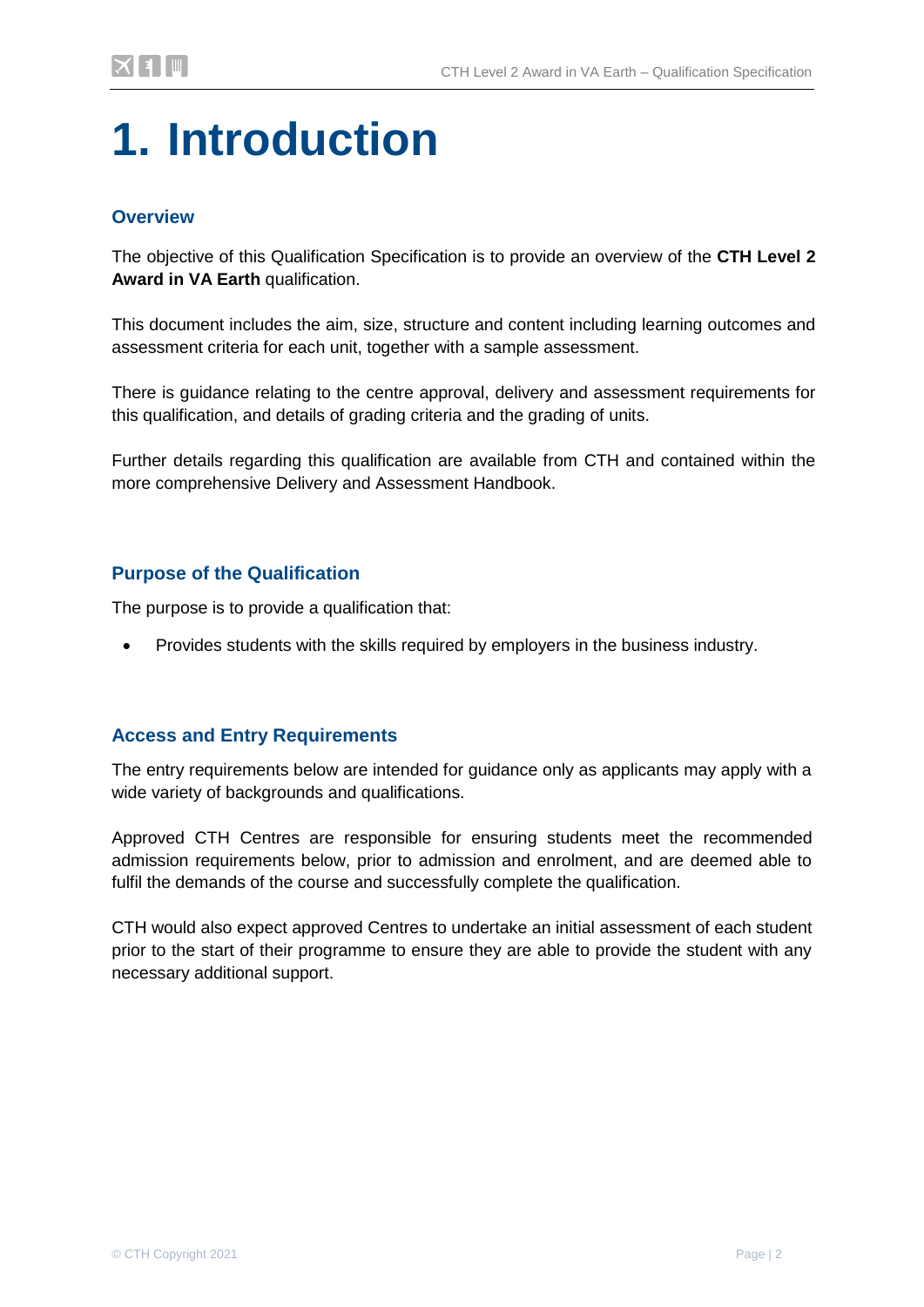# 1. Introduction

### Overview

The objective of this Qualification Specification is to provide an overview of the **CTH Level 2 Award in VA Earth** qualification.

This document includes the aim, size, structure and content including learning outcomes and assessment criteria for each unit, together with a sample assessment.

There is guidance relating to the centre approval, delivery and assessment requirements for this qualification, and details of grading criteria and the grading of units.

Further details regarding this qualification are available from CTH and contained within the more comprehensive Delivery and Assessment Handbook.

### Purpose of the Qualification

The purpose is to provide a qualification that:

- Provides students with the skills required by employers in the business industry.

### Access and Entry Requirements

The entry requirements below are intended for guidance only as applicants may apply with a wide variety of backgrounds and qualifications.

Approved CTH Centres are responsible for ensuring students meet the recommended admission requirements below, prior to admission and enrolment, and are deemed able to fulfil the demands of the course and successfully complete the qualification.

CTH would also expect approved Centres to undertake an initial assessment of each student prior to the start of their programme to ensure they are able to provide the student with any necessary additional support.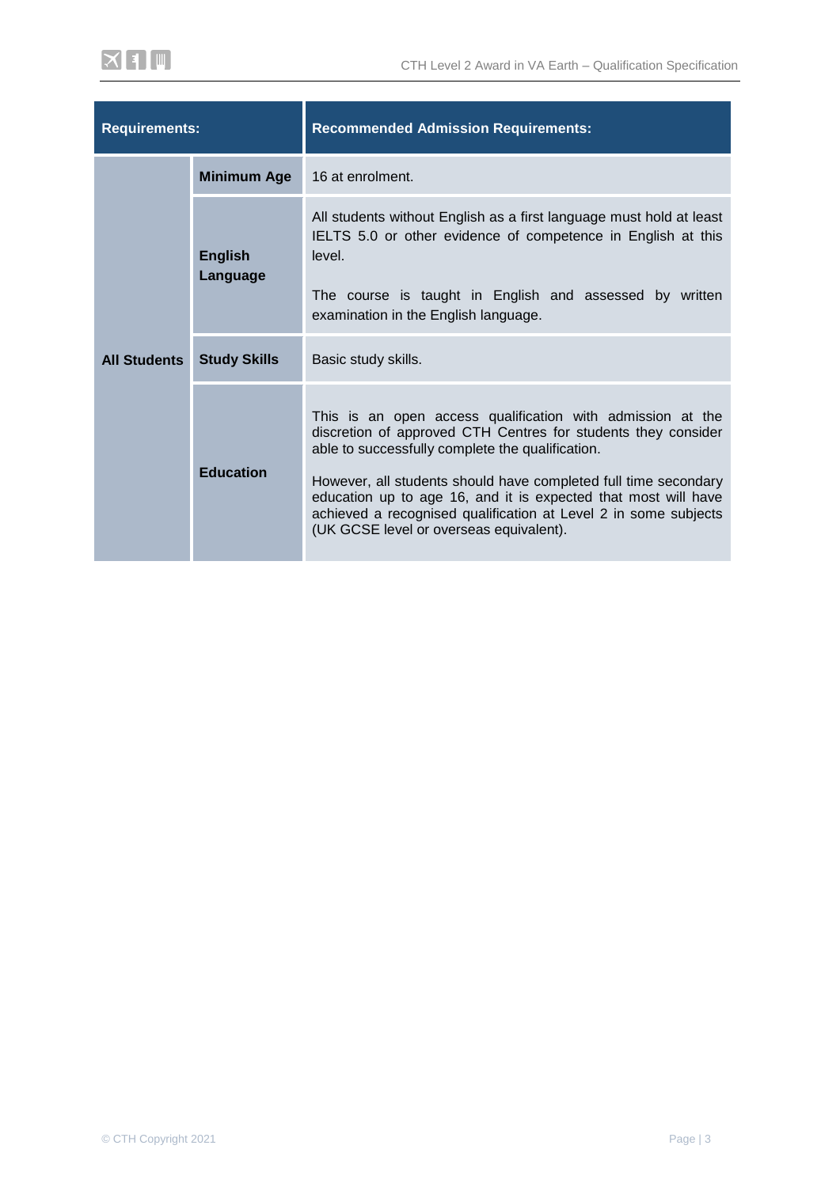| Requirements: | | Recommended Admission Requirements: |
|---|---|---|
| All Students | **Minimum Age** | 16 at enrolment. |
| | **English Language** | All students without English as a first language must hold at least IELTS 5.0 or other evidence of competence in English at this level.<br><br>The course is taught in English and assessed by written examination in the English language. |
| | **Study Skills** | Basic study skills. |
| | **Education** | This is an open access qualification with admission at the discretion of approved CTH Centres for students they consider able to successfully complete the qualification.<br><br>However, all students should have completed full time secondary education up to age 16, and it is expected that most will have achieved a recognised qualification at Level 2 in some subjects (UK GCSE level or overseas equivalent). |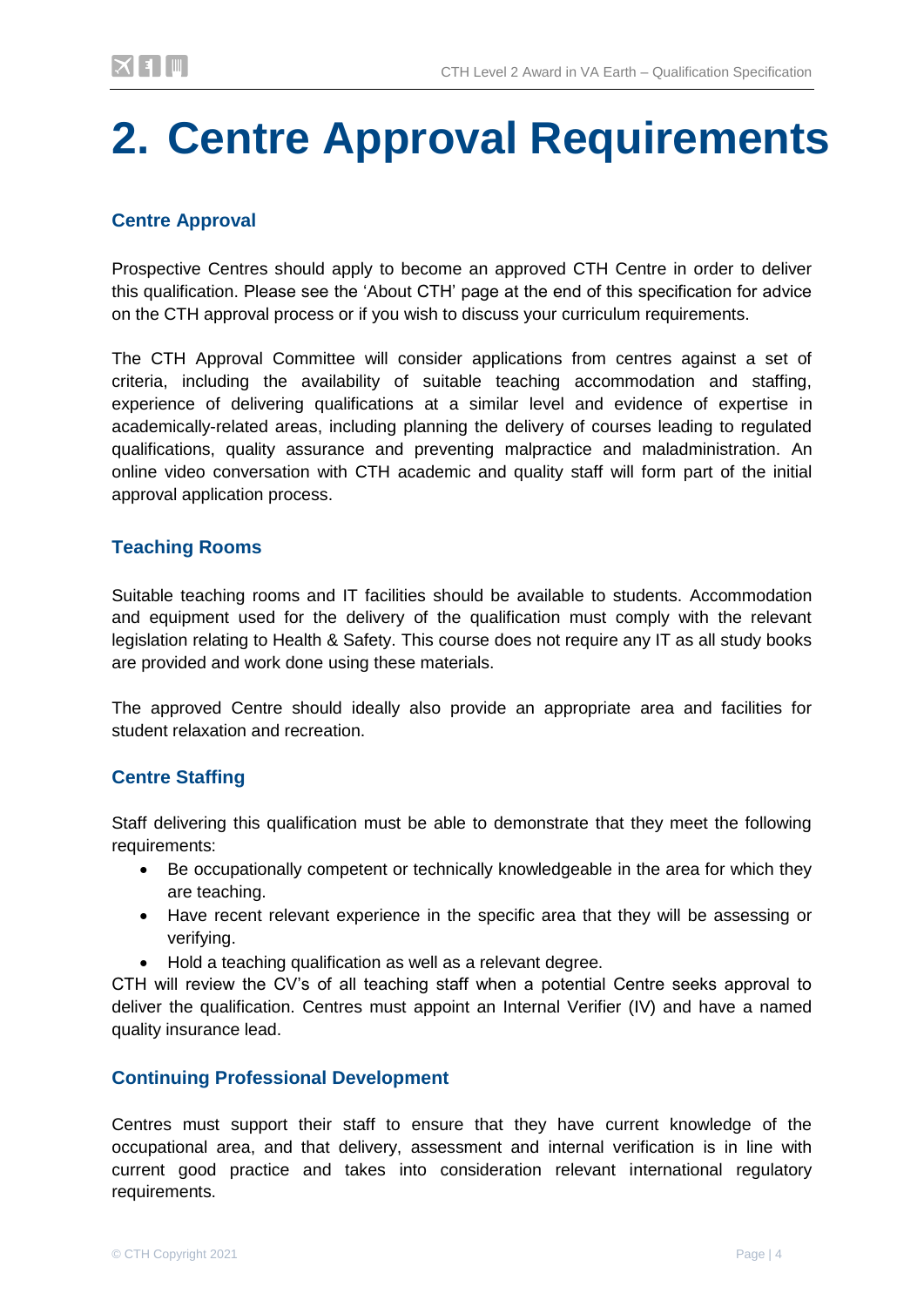# 2. Centre Approval Requirements

### Centre Approval

Prospective Centres should apply to become an approved CTH Centre in order to deliver this qualification. Please see the 'About CTH' page at the end of this specification for advice on the CTH approval process or if you wish to discuss your curriculum requirements.

The CTH Approval Committee will consider applications from centres against a set of criteria, including the availability of suitable teaching accommodation and staffing, experience of delivering qualifications at a similar level and evidence of expertise in academically-related areas, including planning the delivery of courses leading to regulated qualifications, quality assurance and preventing malpractice and maladministration. An online video conversation with CTH academic and quality staff will form part of the initial approval application process.

### Teaching Rooms

Suitable teaching rooms and IT facilities should be available to students. Accommodation and equipment used for the delivery of the qualification must comply with the relevant legislation relating to Health & Safety. This course does not require any IT as all study books are provided and work done using these materials.

The approved Centre should ideally also provide an appropriate area and facilities for student relaxation and recreation.

### Centre Staffing

Staff delivering this qualification must be able to demonstrate that they meet the following requirements:

- Be occupationally competent or technically knowledgeable in the area for which they are teaching.
- Have recent relevant experience in the specific area that they will be assessing or verifying.
- Hold a teaching qualification as well as a relevant degree.

CTH will review the CV's of all teaching staff when a potential Centre seeks approval to deliver the qualification. Centres must appoint an Internal Verifier (IV) and have a named quality insurance lead.

### Continuing Professional Development

Centres must support their staff to ensure that they have current knowledge of the occupational area, and that delivery, assessment and internal verification is in line with current good practice and takes into consideration relevant international regulatory requirements.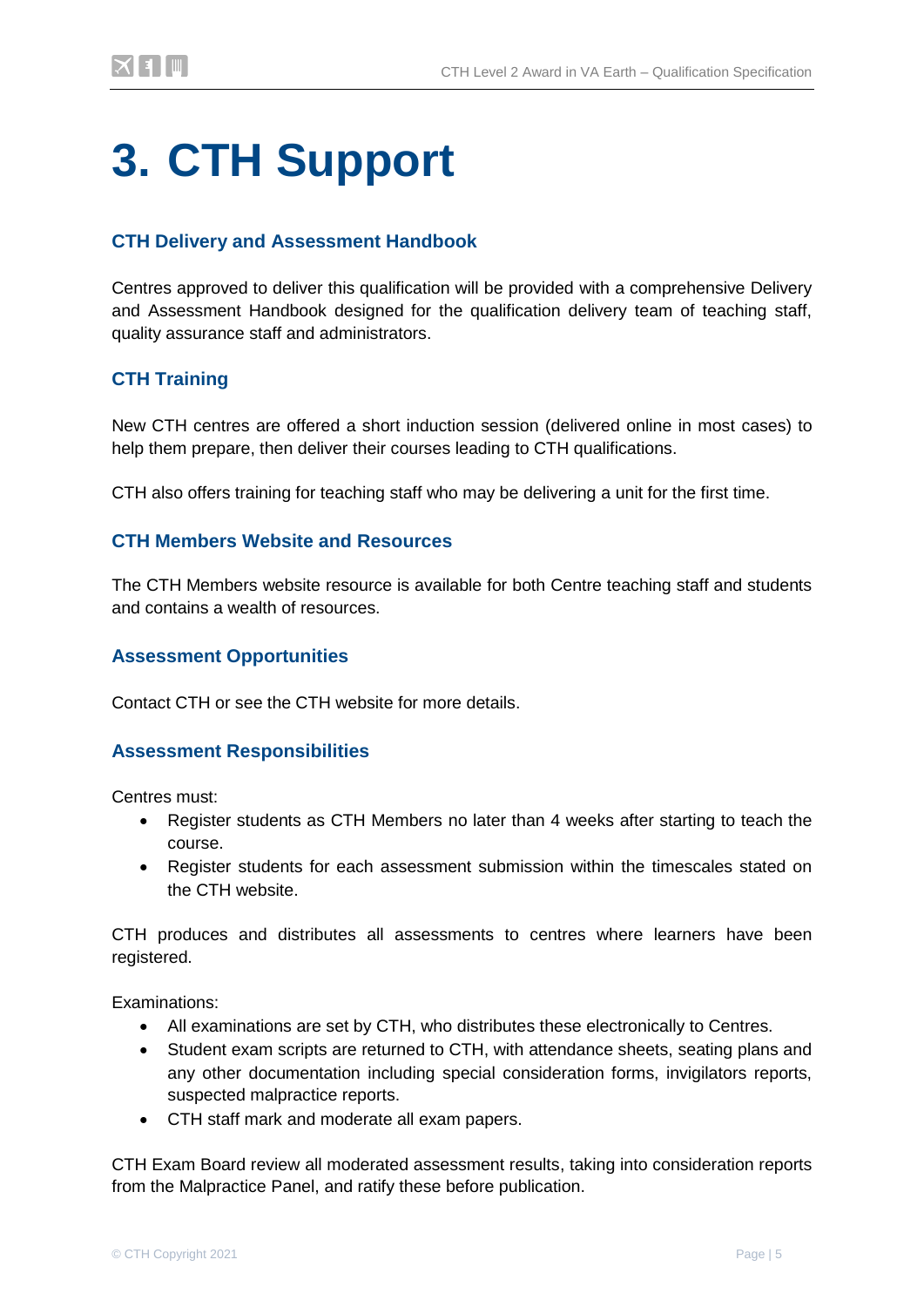# 3. CTH Support

### CTH Delivery and Assessment Handbook

Centres approved to deliver this qualification will be provided with a comprehensive Delivery and Assessment Handbook designed for the qualification delivery team of teaching staff, quality assurance staff and administrators.

### CTH Training

New CTH centres are offered a short induction session (delivered online in most cases) to help them prepare, then deliver their courses leading to CTH qualifications.

CTH also offers training for teaching staff who may be delivering a unit for the first time.

### CTH Members Website and Resources

The CTH Members website resource is available for both Centre teaching staff and students and contains a wealth of resources.

### Assessment Opportunities

Contact CTH or see the CTH website for more details.

### Assessment Responsibilities

Centres must:

- Register students as CTH Members no later than 4 weeks after starting to teach the course.
- Register students for each assessment submission within the timescales stated on the CTH website.

CTH produces and distributes all assessments to centres where learners have been registered.

Examinations:

- All examinations are set by CTH, who distributes these electronically to Centres.
- Student exam scripts are returned to CTH, with attendance sheets, seating plans and any other documentation including special consideration forms, invigilators reports, suspected malpractice reports.
- CTH staff mark and moderate all exam papers.

CTH Exam Board review all moderated assessment results, taking into consideration reports from the Malpractice Panel, and ratify these before publication.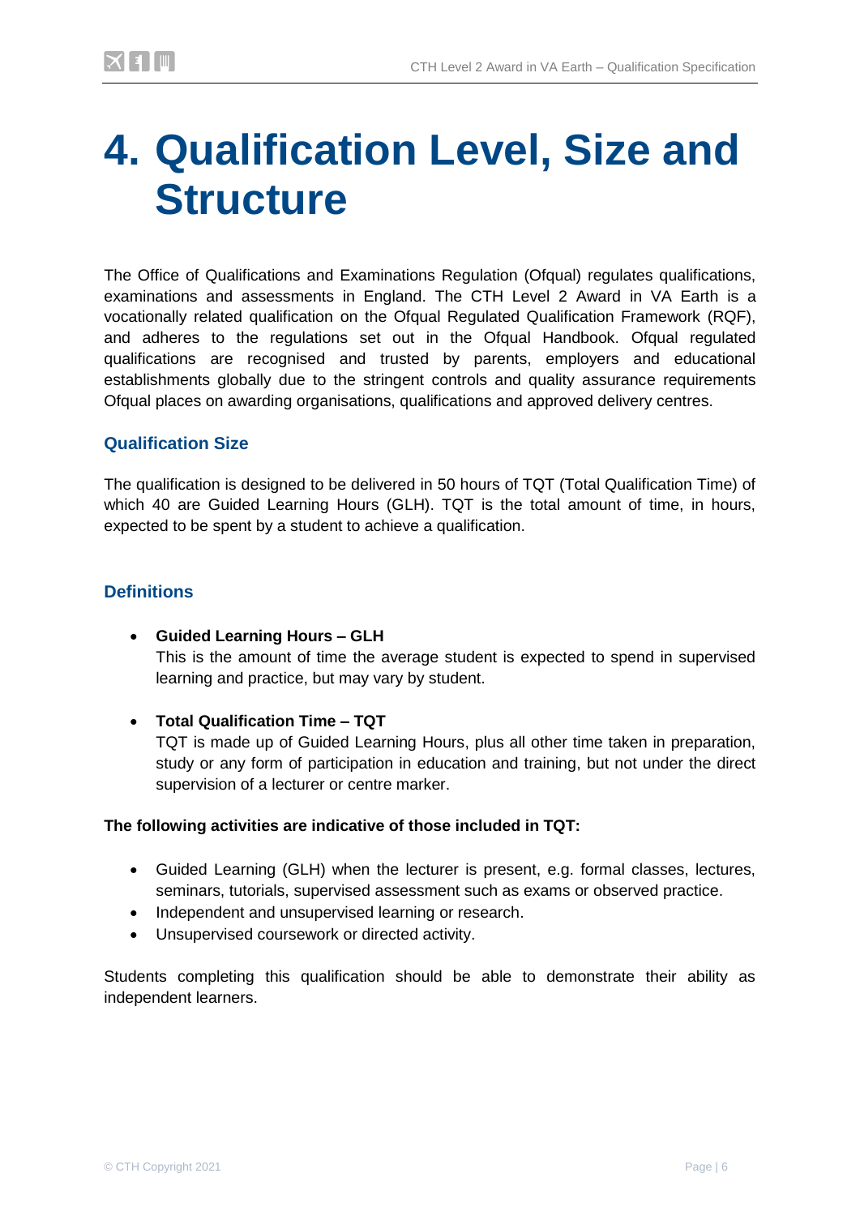# 4. Qualification Level, Size and Structure

The Office of Qualifications and Examinations Regulation (Ofqual) regulates qualifications, examinations and assessments in England. The CTH Level 2 Award in VA Earth is a vocationally related qualification on the Ofqual Regulated Qualification Framework (RQF), and adheres to the regulations set out in the Ofqual Handbook. Ofqual regulated qualifications are recognised and trusted by parents, employers and educational establishments globally due to the stringent controls and quality assurance requirements Ofqual places on awarding organisations, qualifications and approved delivery centres.

## Qualification Size

The qualification is designed to be delivered in 50 hours of TQT (Total Qualification Time) of which 40 are Guided Learning Hours (GLH). TQT is the total amount of time, in hours, expected to be spent by a student to achieve a qualification.

## Definitions

- **Guided Learning Hours – GLH**
  This is the amount of time the average student is expected to spend in supervised learning and practice, but may vary by student.

- **Total Qualification Time – TQT**
  TQT is made up of Guided Learning Hours, plus all other time taken in preparation, study or any form of participation in education and training, but not under the direct supervision of a lecturer or centre marker.

**The following activities are indicative of those included in TQT:**

- Guided Learning (GLH) when the lecturer is present, e.g. formal classes, lectures, seminars, tutorials, supervised assessment such as exams or observed practice.
- Independent and unsupervised learning or research.
- Unsupervised coursework or directed activity.

Students completing this qualification should be able to demonstrate their ability as independent learners.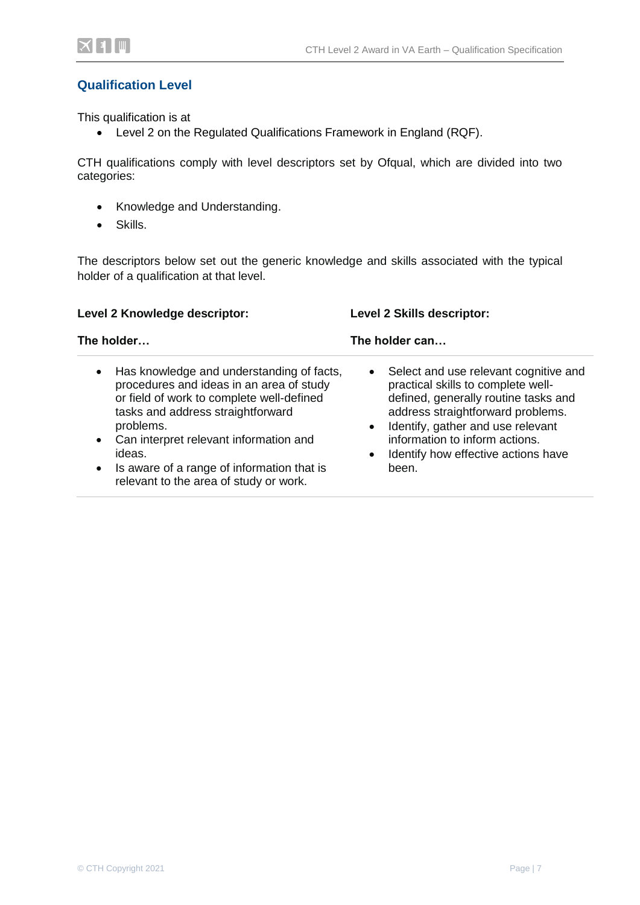## Qualification Level

This qualification is at

- Level 2 on the Regulated Qualifications Framework in England (RQF).

CTH qualifications comply with level descriptors set by Ofqual, which are divided into two categories:

- Knowledge and Understanding.
- Skills.

The descriptors below set out the generic knowledge and skills associated with the typical holder of a qualification at that level.

| **Level 2 Knowledge descriptor:**<br><br>**The holder…** | **Level 2 Skills descriptor:**<br><br>**The holder can…** |
|---|---|
| • Has knowledge and understanding of facts, procedures and ideas in an area of study or field of work to complete well-defined tasks and address straightforward problems.<br>• Can interpret relevant information and ideas.<br>• Is aware of a range of information that is relevant to the area of study or work. | • Select and use relevant cognitive and practical skills to complete well-defined, generally routine tasks and address straightforward problems.<br>• Identify, gather and use relevant information to inform actions.<br>• Identify how effective actions have been. |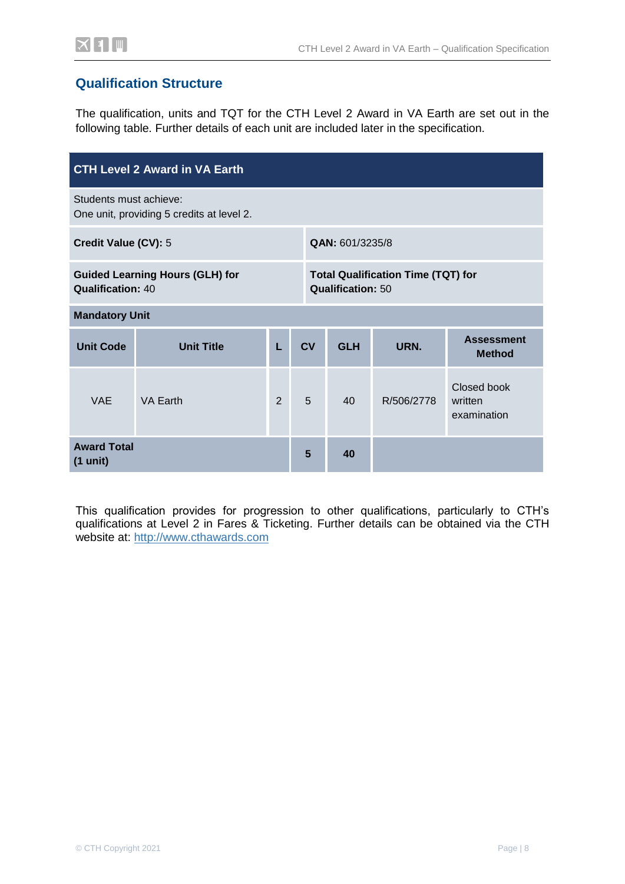## Qualification Structure

The qualification, units and TQT for the CTH Level 2 Award in VA Earth are set out in the following table. Further details of each unit are included later in the specification.

| **CTH Level 2 Award in VA Earth** | | | | | | |
|---|---|---|---|---|---|---|
| Students must achieve:<br>One unit, providing 5 credits at level 2. | | | | | | |
| **Credit Value (CV):** 5 | | | | **QAN:** 601/3235/8 | | |
| **Guided Learning Hours (GLH) for Qualification:** 40 | | | | **Total Qualification Time (TQT) for Qualification:** 50 | | |
| **Mandatory Unit** | | | | | | |
| **Unit Code** | **Unit Title** | **L** | **CV** | **GLH** | **URN.** | **Assessment Method** |
| VAE | VA Earth | 2 | 5 | 40 | R/506/2778 | Closed book written examination |
| **Award Total (1 unit)** | | | **5** | **40** | | |

This qualification provides for progression to other qualifications, particularly to CTH's qualifications at Level 2 in Fares & Ticketing. Further details can be obtained via the CTH website at: http://www.cthawards.com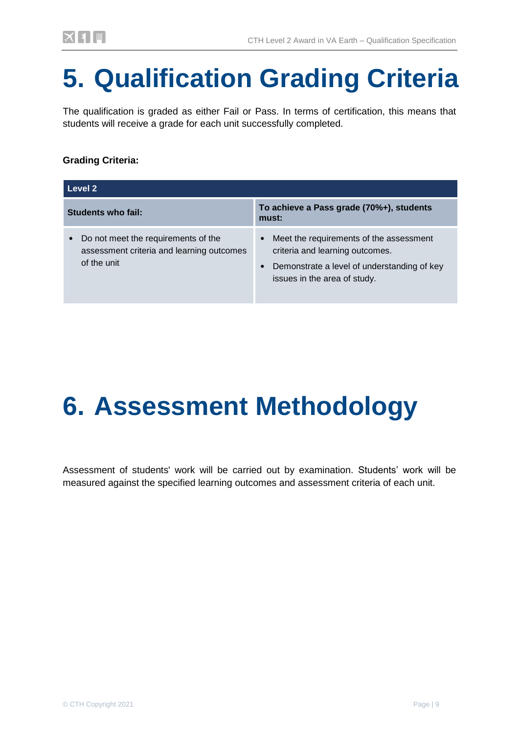# 5. Qualification Grading Criteria

The qualification is graded as either Fail or Pass. In terms of certification, this means that students will receive a grade for each unit successfully completed.

**Grading Criteria:**

| Level 2 | |
|---|---|
| **Students who fail:** | **To achieve a Pass grade (70%+), students must:** |
| • Do not meet the requirements of the assessment criteria and learning outcomes of the unit | • Meet the requirements of the assessment criteria and learning outcomes.<br>• Demonstrate a level of understanding of key issues in the area of study. |

# 6. Assessment Methodology

Assessment of students' work will be carried out by examination. Students' work will be measured against the specified learning outcomes and assessment criteria of each unit.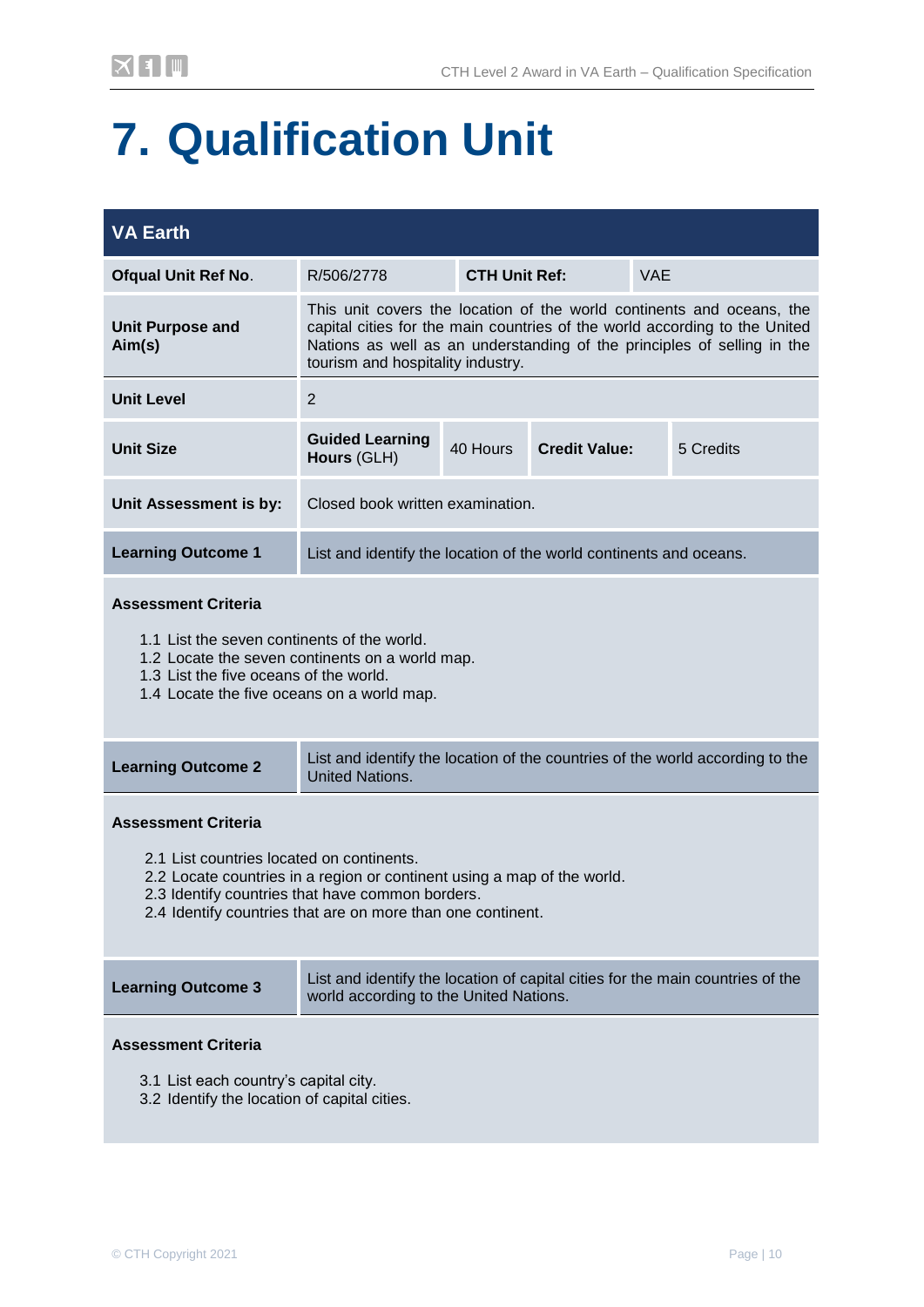# 7. Qualification Unit

| VA Earth | | | |
|---|---|---|---|
| **Ofqual Unit Ref No.** | R/506/2778 | **CTH Unit Ref:** | VAE |
| **Unit Purpose and Aim(s)** | This unit covers the location of the world continents and oceans, the capital cities for the main countries of the world according to the United Nations as well as an understanding of the principles of selling in the tourism and hospitality industry. | | |
| **Unit Level** | 2 | | |
| **Unit Size** | **Guided Learning Hours** (GLH) 40 Hours | **Credit Value:** | 5 Credits |
| **Unit Assessment is by:** | Closed book written examination. | | |

| **Learning Outcome 1** | List and identify the location of the world continents and oceans. |
|---|---|

**Assessment Criteria**

1.1 List the seven continents of the world.
1.2 Locate the seven continents on a world map.
1.3 List the five oceans of the world.
1.4 Locate the five oceans on a world map.

| **Learning Outcome 2** | List and identify the location of the countries of the world according to the United Nations. |
|---|---|

**Assessment Criteria**

2.1 List countries located on continents.
2.2 Locate countries in a region or continent using a map of the world.
2.3 Identify countries that have common borders.
2.4 Identify countries that are on more than one continent.

| **Learning Outcome 3** | List and identify the location of capital cities for the main countries of the world according to the United Nations. |
|---|---|

**Assessment Criteria**

3.1 List each country's capital city.
3.2 Identify the location of capital cities.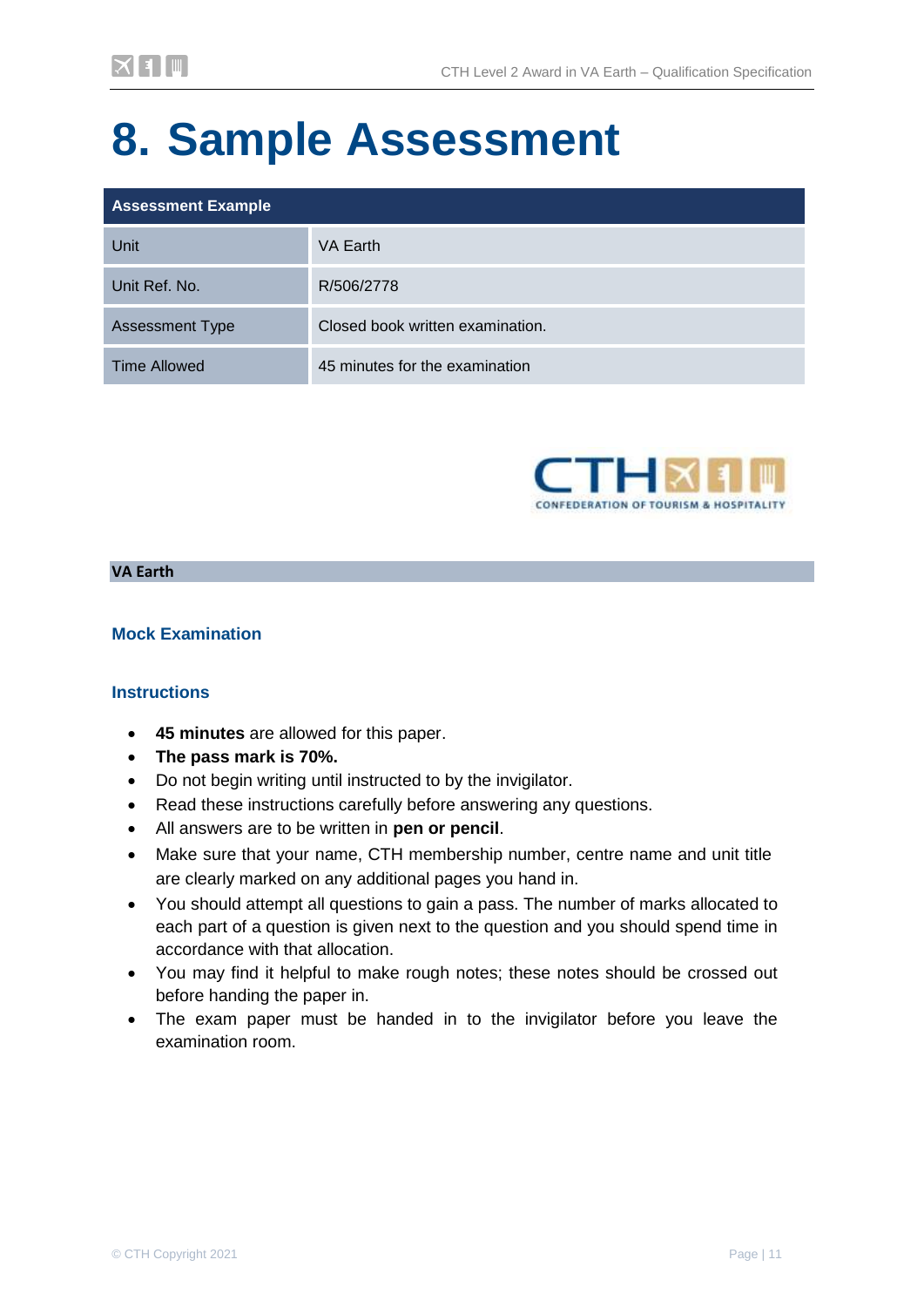# 8. Sample Assessment

| Assessment Example | |
|---|---|
| Unit | VA Earth |
| Unit Ref. No. | R/506/2778 |
| Assessment Type | Closed book written examination. |
| Time Allowed | 45 minutes for the examination |

**VA Earth**

### Mock Examination

### Instructions

- **45 minutes** are allowed for this paper.
- **The pass mark is 70%.**
- Do not begin writing until instructed to by the invigilator.
- Read these instructions carefully before answering any questions.
- All answers are to be written in **pen or pencil**.
- Make sure that your name, CTH membership number, centre name and unit title are clearly marked on any additional pages you hand in.
- You should attempt all questions to gain a pass. The number of marks allocated to each part of a question is given next to the question and you should spend time in accordance with that allocation.
- You may find it helpful to make rough notes; these notes should be crossed out before handing the paper in.
- The exam paper must be handed in to the invigilator before you leave the examination room.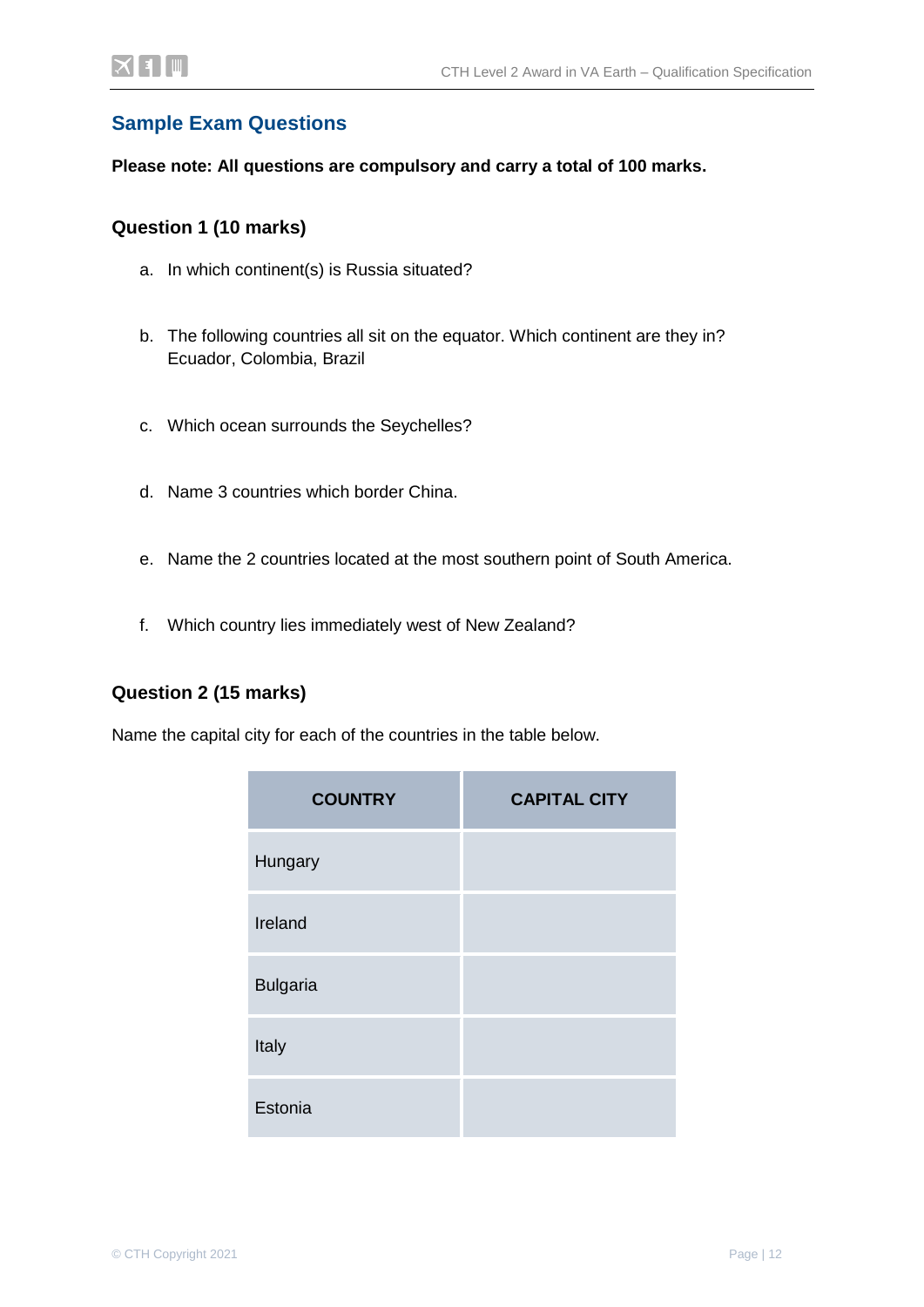## Sample Exam Questions

**Please note: All questions are compulsory and carry a total of 100 marks.**

### Question 1 (10 marks)

a. In which continent(s) is Russia situated?

b. The following countries all sit on the equator. Which continent are they in?
Ecuador, Colombia, Brazil

c. Which ocean surrounds the Seychelles?

d. Name 3 countries which border China.

e. Name the 2 countries located at the most southern point of South America.

f. Which country lies immediately west of New Zealand?

### Question 2 (15 marks)

Name the capital city for each of the countries in the table below.

| COUNTRY | CAPITAL CITY |
| --- | --- |
| Hungary | |
| Ireland | |
| Bulgaria | |
| Italy | |
| Estonia | |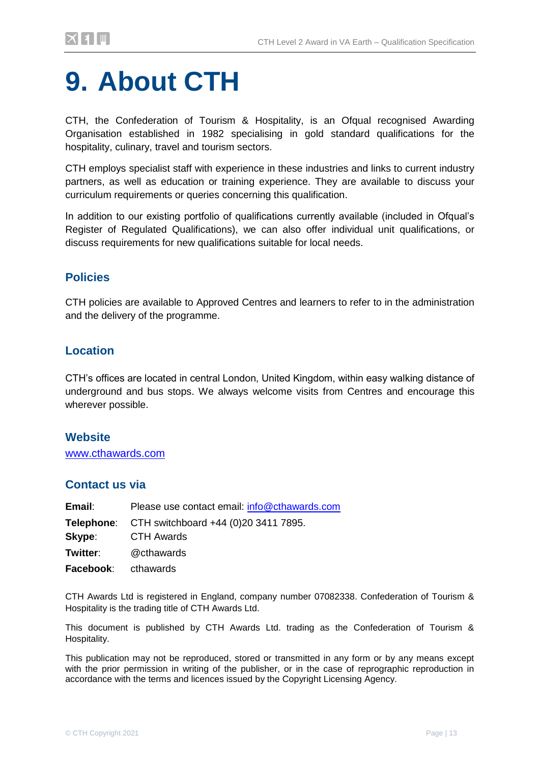# 9. About CTH

CTH, the Confederation of Tourism & Hospitality, is an Ofqual recognised Awarding Organisation established in 1982 specialising in gold standard qualifications for the hospitality, culinary, travel and tourism sectors.

CTH employs specialist staff with experience in these industries and links to current industry partners, as well as education or training experience. They are available to discuss your curriculum requirements or queries concerning this qualification.

In addition to our existing portfolio of qualifications currently available (included in Ofqual's Register of Regulated Qualifications), we can also offer individual unit qualifications, or discuss requirements for new qualifications suitable for local needs.

## Policies

CTH policies are available to Approved Centres and learners to refer to in the administration and the delivery of the programme.

## Location

CTH's offices are located in central London, United Kingdom, within easy walking distance of underground and bus stops. We always welcome visits from Centres and encourage this wherever possible.

## Website

www.cthawards.com

## Contact us via

**Email**: Please use contact email: info@cthawards.com

**Telephone**: CTH switchboard +44 (0)20 3411 7895.

**Skype**: CTH Awards

**Twitter**: @cthawards

**Facebook**: cthawards

CTH Awards Ltd is registered in England, company number 07082338. Confederation of Tourism & Hospitality is the trading title of CTH Awards Ltd.

This document is published by CTH Awards Ltd. trading as the Confederation of Tourism & Hospitality.

This publication may not be reproduced, stored or transmitted in any form or by any means except with the prior permission in writing of the publisher, or in the case of reprographic reproduction in accordance with the terms and licences issued by the Copyright Licensing Agency.

© CTH Copyright 2021